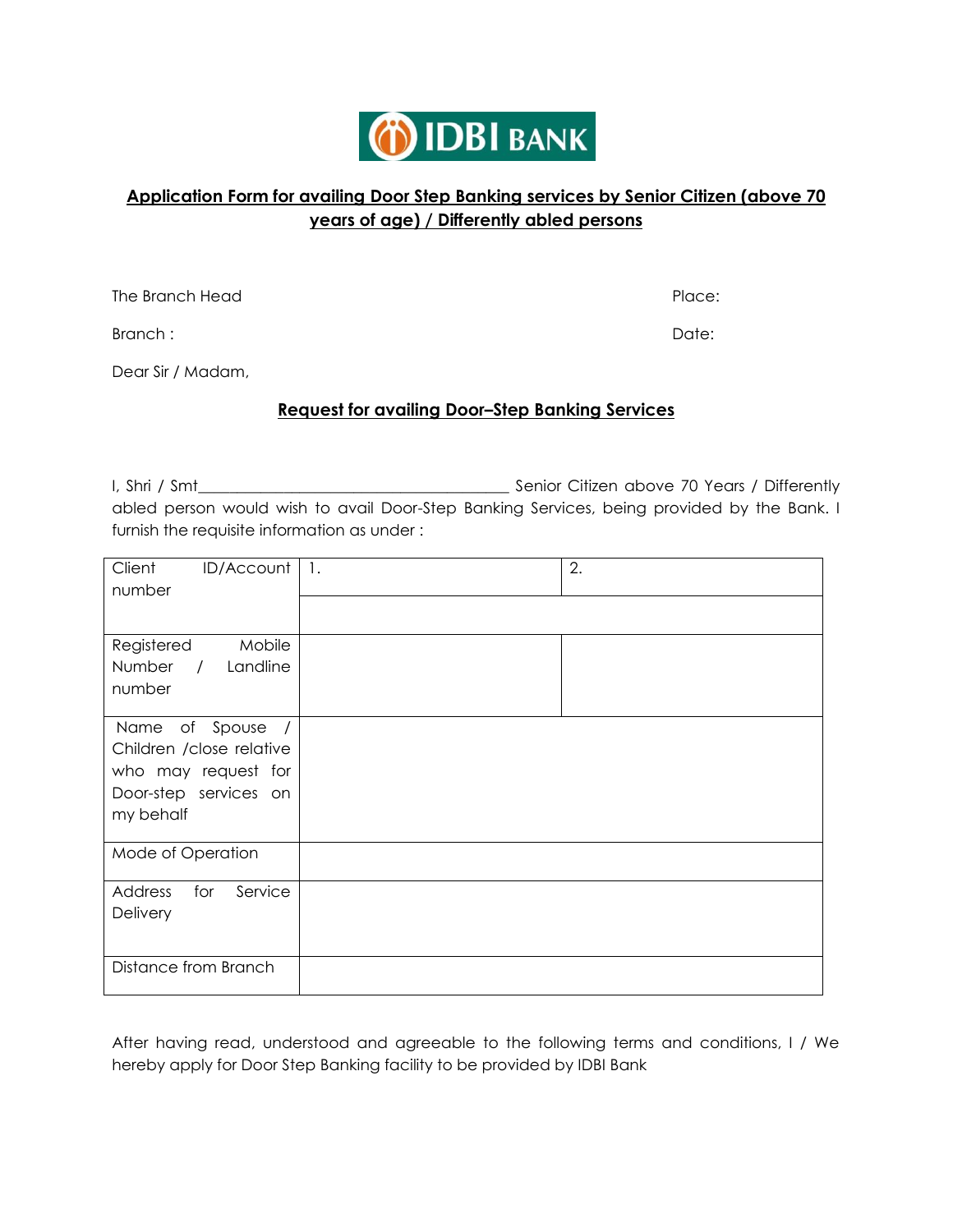IDBI BANK

## Application Form for availing Door Step Banking services by Senior Citizen (above 70 years of age) / Differently abled persons

The Branch Head 	Place:

Branch : 	Date:

Dear Sir / Madam,

### Request for availing Door–Step Banking Services

I, Shri / Smt________________________________________ Senior Citizen above 70 Years / Differently abled person would wish to avail Door-Step Banking Services, being provided by the Bank. I furnish the requisite information as under :

| Client ID/Account number | 1. | 2. |
|---|---|---|
| | | |
| Registered Mobile Number / Landline number | | |
| Name of Spouse / Children /close relative who may request for Door-step services on my behalf | | |
| Mode of Operation | | |
| Address for Service Delivery | | |
| Distance from Branch | | |

After having read, understood and agreeable to the following terms and conditions, I / We hereby apply for Door Step Banking facility to be provided by IDBI Bank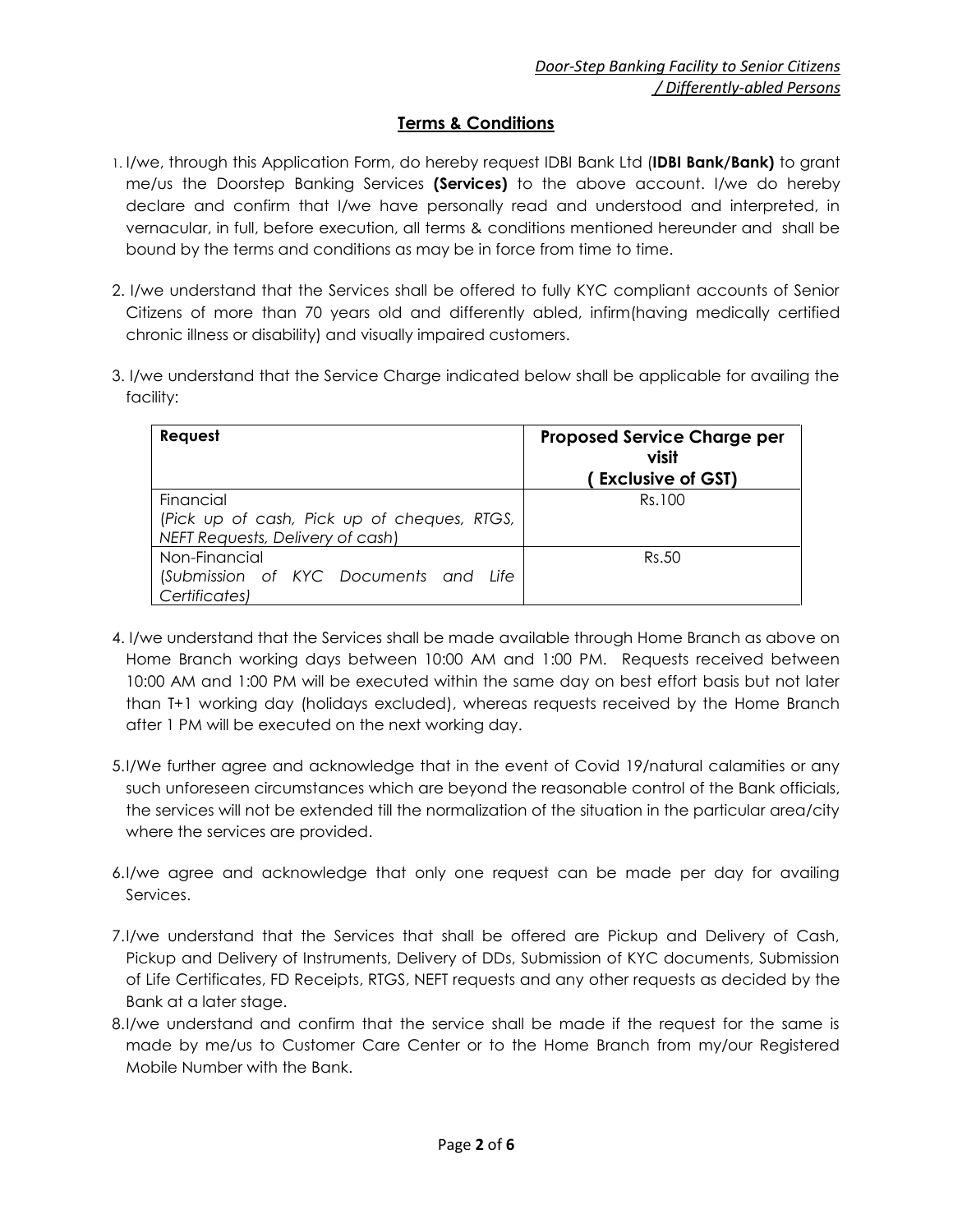*Door-Step Banking Facility to Senior Citizens / Differently-abled Persons*

## Terms & Conditions

1. I/we, through this Application Form, do hereby request IDBI Bank Ltd (**IDBI Bank/Bank)** to grant me/us the Doorstep Banking Services **(Services)** to the above account. I/we do hereby declare and confirm that I/we have personally read and understood and interpreted, in vernacular, in full, before execution, all terms & conditions mentioned hereunder and shall be bound by the terms and conditions as may be in force from time to time.

2. I/we understand that the Services shall be offered to fully KYC compliant accounts of Senior Citizens of more than 70 years old and differently abled, infirm(having medically certified chronic illness or disability) and visually impaired customers.

3. I/we understand that the Service Charge indicated below shall be applicable for availing the facility:

| **Request** | **Proposed Service Charge per visit ( Exclusive of GST)** |
|---|---|
| Financial (*Pick up of cash, Pick up of cheques, RTGS, NEFT Requests, Delivery of cash*) | Rs.100 |
| Non-Financial (*Submission of KYC Documents and Life Certificates*) | Rs.50 |

4. I/we understand that the Services shall be made available through Home Branch as above on Home Branch working days between 10:00 AM and 1:00 PM. Requests received between 10:00 AM and 1:00 PM will be executed within the same day on best effort basis but not later than T+1 working day (holidays excluded), whereas requests received by the Home Branch after 1 PM will be executed on the next working day.

5. I/We further agree and acknowledge that in the event of Covid 19/natural calamities or any such unforeseen circumstances which are beyond the reasonable control of the Bank officials, the services will not be extended till the normalization of the situation in the particular area/city where the services are provided.

6. I/we agree and acknowledge that only one request can be made per day for availing Services.

7. I/we understand that the Services that shall be offered are Pickup and Delivery of Cash, Pickup and Delivery of Instruments, Delivery of DDs, Submission of KYC documents, Submission of Life Certificates, FD Receipts, RTGS, NEFT requests and any other requests as decided by the Bank at a later stage.

8. I/we understand and confirm that the service shall be made if the request for the same is made by me/us to Customer Care Center or to the Home Branch from my/our Registered Mobile Number with the Bank.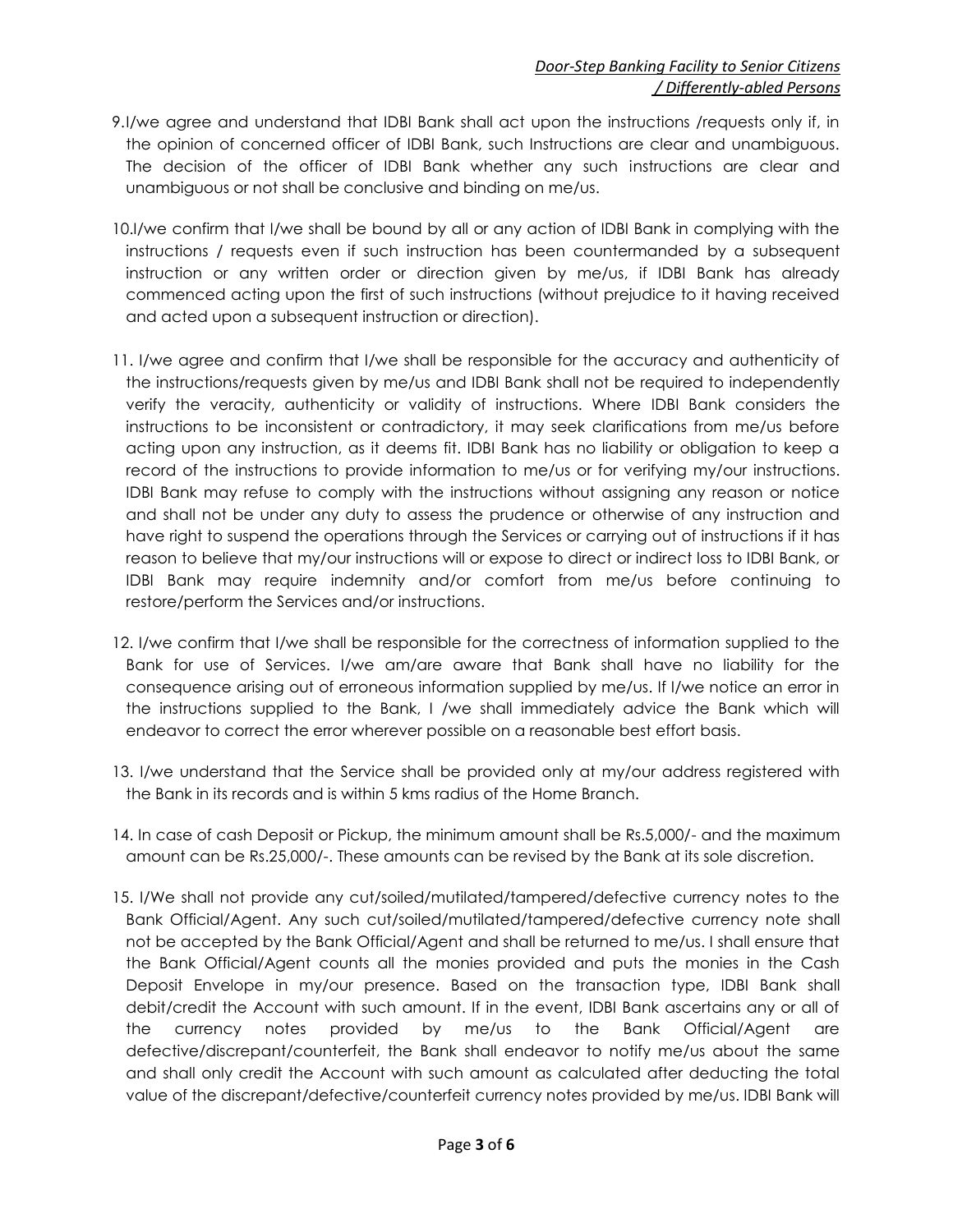9. I/we agree and understand that IDBI Bank shall act upon the instructions /requests only if, in the opinion of concerned officer of IDBI Bank, such Instructions are clear and unambiguous. The decision of the officer of IDBI Bank whether any such instructions are clear and unambiguous or not shall be conclusive and binding on me/us.

10. I/we confirm that I/we shall be bound by all or any action of IDBI Bank in complying with the instructions / requests even if such instruction has been countermanded by a subsequent instruction or any written order or direction given by me/us, if IDBI Bank has already commenced acting upon the first of such instructions (without prejudice to it having received and acted upon a subsequent instruction or direction).

11. I/we agree and confirm that I/we shall be responsible for the accuracy and authenticity of the instructions/requests given by me/us and IDBI Bank shall not be required to independently verify the veracity, authenticity or validity of instructions. Where IDBI Bank considers the instructions to be inconsistent or contradictory, it may seek clarifications from me/us before acting upon any instruction, as it deems fit. IDBI Bank has no liability or obligation to keep a record of the instructions to provide information to me/us or for verifying my/our instructions. IDBI Bank may refuse to comply with the instructions without assigning any reason or notice and shall not be under any duty to assess the prudence or otherwise of any instruction and have right to suspend the operations through the Services or carrying out of instructions if it has reason to believe that my/our instructions will or expose to direct or indirect loss to IDBI Bank, or IDBI Bank may require indemnity and/or comfort from me/us before continuing to restore/perform the Services and/or instructions.

12. I/we confirm that I/we shall be responsible for the correctness of information supplied to the Bank for use of Services. I/we am/are aware that Bank shall have no liability for the consequence arising out of erroneous information supplied by me/us. If I/we notice an error in the instructions supplied to the Bank, I /we shall immediately advice the Bank which will endeavor to correct the error wherever possible on a reasonable best effort basis.

13. I/we understand that the Service shall be provided only at my/our address registered with the Bank in its records and is within 5 kms radius of the Home Branch.

14. In case of cash Deposit or Pickup, the minimum amount shall be Rs.5,000/- and the maximum amount can be Rs.25,000/-. These amounts can be revised by the Bank at its sole discretion.

15. I/We shall not provide any cut/soiled/mutilated/tampered/defective currency notes to the Bank Official/Agent. Any such cut/soiled/mutilated/tampered/defective currency note shall not be accepted by the Bank Official/Agent and shall be returned to me/us. I shall ensure that the Bank Official/Agent counts all the monies provided and puts the monies in the Cash Deposit Envelope in my/our presence. Based on the transaction type, IDBI Bank shall debit/credit the Account with such amount. If in the event, IDBI Bank ascertains any or all of the currency notes provided by me/us to the Bank Official/Agent are defective/discrepant/counterfeit, the Bank shall endeavor to notify me/us about the same and shall only credit the Account with such amount as calculated after deducting the total value of the discrepant/defective/counterfeit currency notes provided by me/us. IDBI Bank will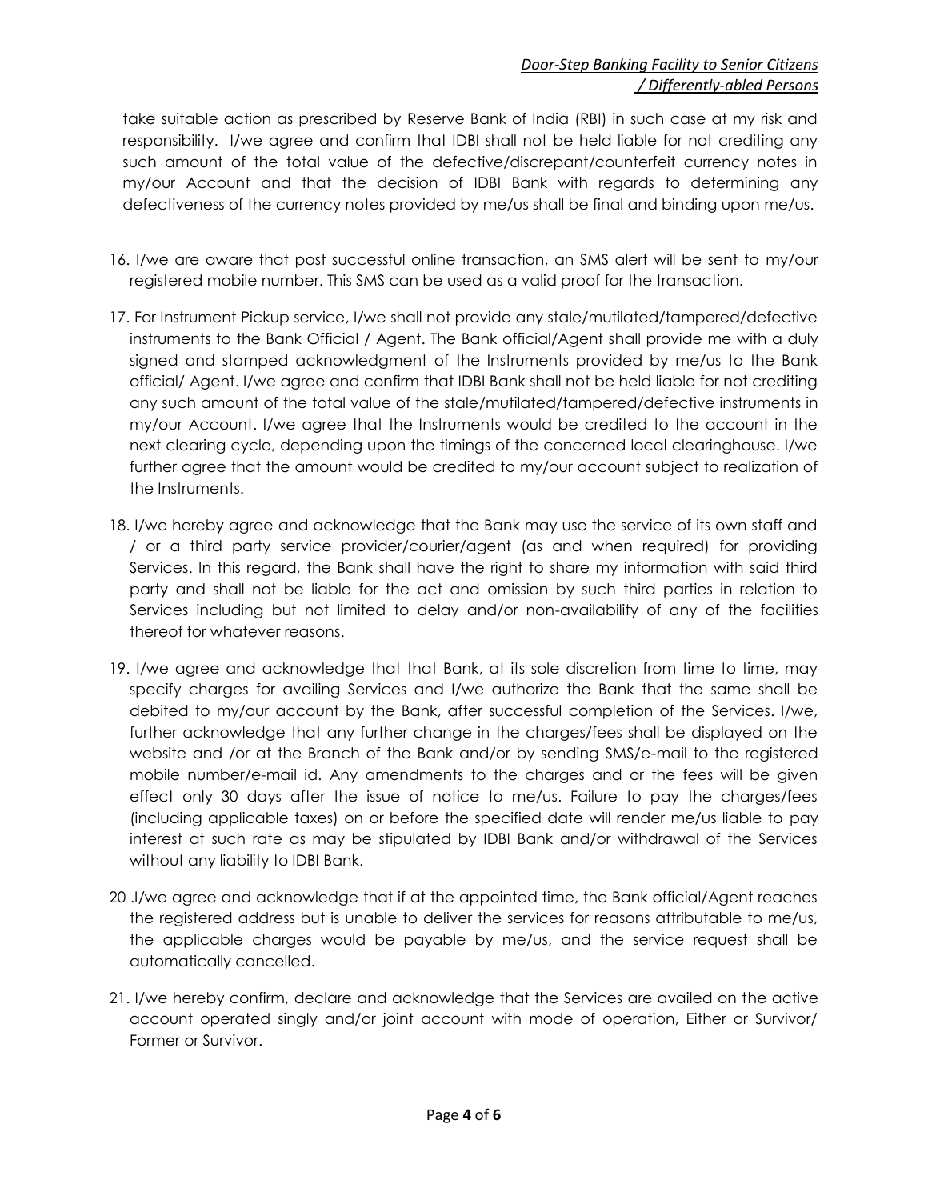take suitable action as prescribed by Reserve Bank of India (RBI) in such case at my risk and responsibility. I/we agree and confirm that IDBI shall not be held liable for not crediting any such amount of the total value of the defective/discrepant/counterfeit currency notes in my/our Account and that the decision of IDBI Bank with regards to determining any defectiveness of the currency notes provided by me/us shall be final and binding upon me/us.

16. I/we are aware that post successful online transaction, an SMS alert will be sent to my/our registered mobile number. This SMS can be used as a valid proof for the transaction.

17. For Instrument Pickup service, I/we shall not provide any stale/mutilated/tampered/defective instruments to the Bank Official / Agent. The Bank official/Agent shall provide me with a duly signed and stamped acknowledgment of the Instruments provided by me/us to the Bank official/ Agent. I/we agree and confirm that IDBI Bank shall not be held liable for not crediting any such amount of the total value of the stale/mutilated/tampered/defective instruments in my/our Account. I/we agree that the Instruments would be credited to the account in the next clearing cycle, depending upon the timings of the concerned local clearinghouse. I/we further agree that the amount would be credited to my/our account subject to realization of the Instruments.

18. I/we hereby agree and acknowledge that the Bank may use the service of its own staff and / or a third party service provider/courier/agent (as and when required) for providing Services. In this regard, the Bank shall have the right to share my information with said third party and shall not be liable for the act and omission by such third parties in relation to Services including but not limited to delay and/or non-availability of any of the facilities thereof for whatever reasons.

19. I/we agree and acknowledge that that Bank, at its sole discretion from time to time, may specify charges for availing Services and I/we authorize the Bank that the same shall be debited to my/our account by the Bank, after successful completion of the Services. I/we, further acknowledge that any further change in the charges/fees shall be displayed on the website and /or at the Branch of the Bank and/or by sending SMS/e-mail to the registered mobile number/e-mail id. Any amendments to the charges and or the fees will be given effect only 30 days after the issue of notice to me/us. Failure to pay the charges/fees (including applicable taxes) on or before the specified date will render me/us liable to pay interest at such rate as may be stipulated by IDBI Bank and/or withdrawal of the Services without any liability to IDBI Bank.

20 .I/we agree and acknowledge that if at the appointed time, the Bank official/Agent reaches the registered address but is unable to deliver the services for reasons attributable to me/us, the applicable charges would be payable by me/us, and the service request shall be automatically cancelled.

21. I/we hereby confirm, declare and acknowledge that the Services are availed on the active account operated singly and/or joint account with mode of operation, Either or Survivor/ Former or Survivor.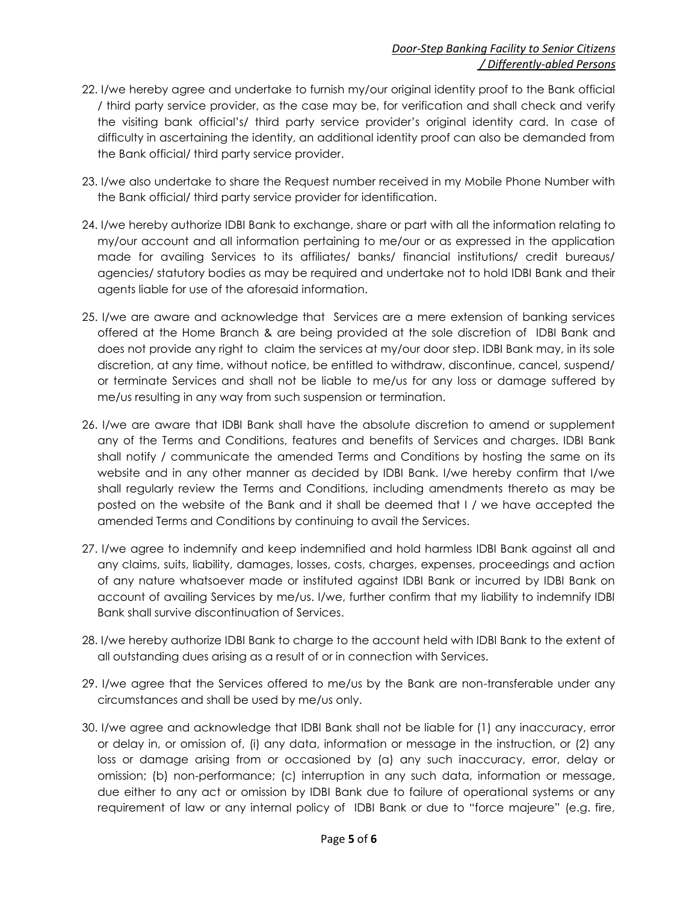22. I/we hereby agree and undertake to furnish my/our original identity proof to the Bank official / third party service provider, as the case may be, for verification and shall check and verify the visiting bank official's/ third party service provider's original identity card. In case of difficulty in ascertaining the identity, an additional identity proof can also be demanded from the Bank official/ third party service provider.

23. I/we also undertake to share the Request number received in my Mobile Phone Number with the Bank official/ third party service provider for identification.

24. I/we hereby authorize IDBI Bank to exchange, share or part with all the information relating to my/our account and all information pertaining to me/our or as expressed in the application made for availing Services to its affiliates/ banks/ financial institutions/ credit bureaus/ agencies/ statutory bodies as may be required and undertake not to hold IDBI Bank and their agents liable for use of the aforesaid information.

25. I/we are aware and acknowledge that Services are a mere extension of banking services offered at the Home Branch & are being provided at the sole discretion of IDBI Bank and does not provide any right to claim the services at my/our door step. IDBI Bank may, in its sole discretion, at any time, without notice, be entitled to withdraw, discontinue, cancel, suspend/ or terminate Services and shall not be liable to me/us for any loss or damage suffered by me/us resulting in any way from such suspension or termination.

26. I/we are aware that IDBI Bank shall have the absolute discretion to amend or supplement any of the Terms and Conditions, features and benefits of Services and charges. IDBI Bank shall notify / communicate the amended Terms and Conditions by hosting the same on its website and in any other manner as decided by IDBI Bank. I/we hereby confirm that I/we shall regularly review the Terms and Conditions, including amendments thereto as may be posted on the website of the Bank and it shall be deemed that I / we have accepted the amended Terms and Conditions by continuing to avail the Services.

27. I/we agree to indemnify and keep indemnified and hold harmless IDBI Bank against all and any claims, suits, liability, damages, losses, costs, charges, expenses, proceedings and action of any nature whatsoever made or instituted against IDBI Bank or incurred by IDBI Bank on account of availing Services by me/us. I/we, further confirm that my liability to indemnify IDBI Bank shall survive discontinuation of Services.

28. I/we hereby authorize IDBI Bank to charge to the account held with IDBI Bank to the extent of all outstanding dues arising as a result of or in connection with Services.

29. I/we agree that the Services offered to me/us by the Bank are non-transferable under any circumstances and shall be used by me/us only.

30. I/we agree and acknowledge that IDBI Bank shall not be liable for (1) any inaccuracy, error or delay in, or omission of, (i) any data, information or message in the instruction, or (2) any loss or damage arising from or occasioned by (a) any such inaccuracy, error, delay or omission; (b) non-performance; (c) interruption in any such data, information or message, due either to any act or omission by IDBI Bank due to failure of operational systems or any requirement of law or any internal policy of IDBI Bank or due to "force majeure" (e.g. fire,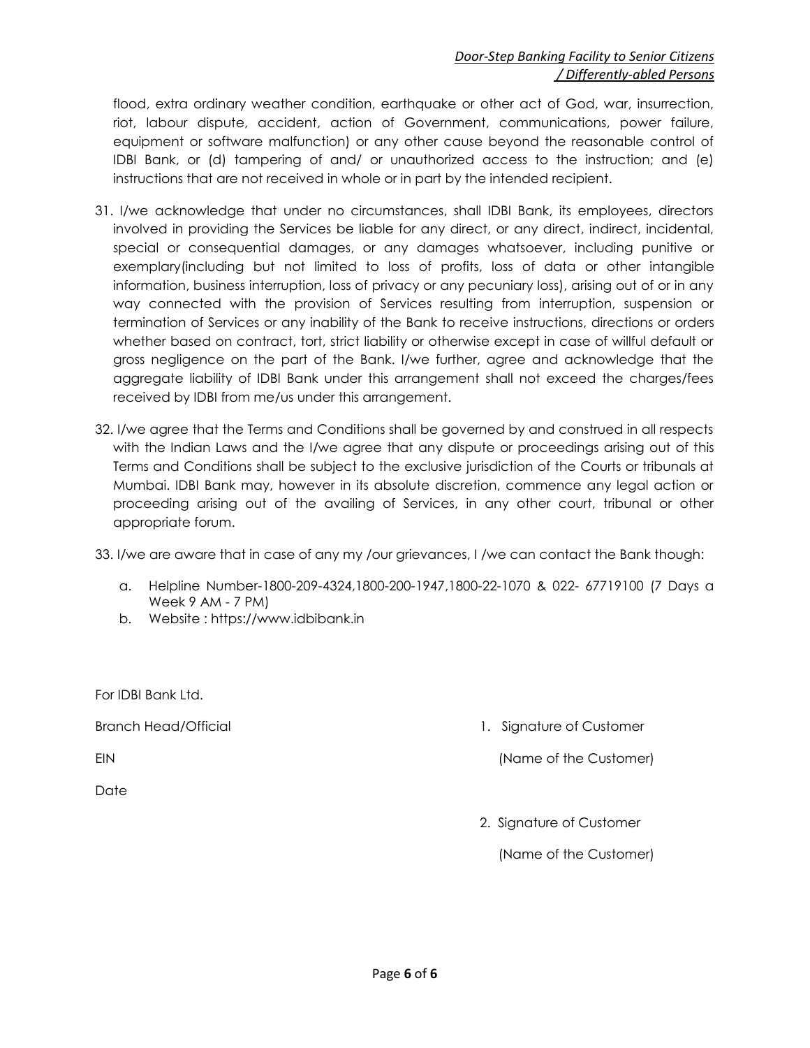flood, extra ordinary weather condition, earthquake or other act of God, war, insurrection, riot, labour dispute, accident, action of Government, communications, power failure, equipment or software malfunction) or any other cause beyond the reasonable control of IDBI Bank, or (d) tampering of and/ or unauthorized access to the instruction; and (e) instructions that are not received in whole or in part by the intended recipient.

31. I/we acknowledge that under no circumstances, shall IDBI Bank, its employees, directors involved in providing the Services be liable for any direct, or any direct, indirect, incidental, special or consequential damages, or any damages whatsoever, including punitive or exemplary(including but not limited to loss of profits, loss of data or other intangible information, business interruption, loss of privacy or any pecuniary loss), arising out of or in any way connected with the provision of Services resulting from interruption, suspension or termination of Services or any inability of the Bank to receive instructions, directions or orders whether based on contract, tort, strict liability or otherwise except in case of willful default or gross negligence on the part of the Bank. I/we further, agree and acknowledge that the aggregate liability of IDBI Bank under this arrangement shall not exceed the charges/fees received by IDBI from me/us under this arrangement.

32. I/we agree that the Terms and Conditions shall be governed by and construed in all respects with the Indian Laws and the I/we agree that any dispute or proceedings arising out of this Terms and Conditions shall be subject to the exclusive jurisdiction of the Courts or tribunals at Mumbai. IDBI Bank may, however in its absolute discretion, commence any legal action or proceeding arising out of the availing of Services, in any other court, tribunal or other appropriate forum.

33. I/we are aware that in case of any my /our grievances, I /we can contact the Bank though:

    a. Helpline Number-1800-209-4324,1800-200-1947,1800-22-1070 & 022- 67719100 (7 Days a Week 9 AM - 7 PM)
    b. Website : https://www.idbibank.in

For IDBI Bank Ltd.

Branch Head/Official

EIN

Date

1. Signature of Customer

   (Name of the Customer)

2. Signature of Customer

   (Name of the Customer)